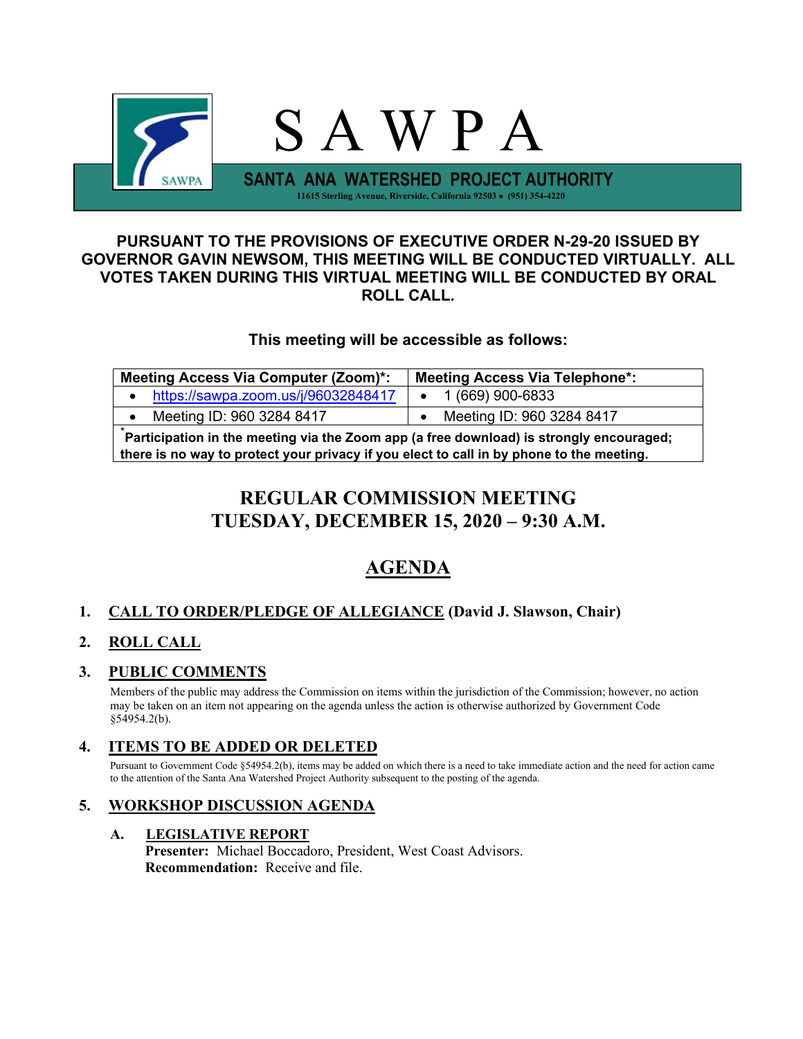# S A W P A

## SANTA ANA WATERSHED PROJECT AUTHORITY

11615 Sterling Avenue, Riverside, California 92503 • (951) 354-4220

**PURSUANT TO THE PROVISIONS OF EXECUTIVE ORDER N-29-20 ISSUED BY GOVERNOR GAVIN NEWSOM, THIS MEETING WILL BE CONDUCTED VIRTUALLY. ALL VOTES TAKEN DURING THIS VIRTUAL MEETING WILL BE CONDUCTED BY ORAL ROLL CALL.**

**This meeting will be accessible as follows:**

| Meeting Access Via Computer (Zoom)*: | Meeting Access Via Telephone*: |
|---|---|
| • https://sawpa.zoom.us/j/96032848417 | • 1 (669) 900-6833 |
| • Meeting ID: 960 3284 8417 | • Meeting ID: 960 3284 8417 |
| *Participation in the meeting via the Zoom app (a free download) is strongly encouraged; there is no way to protect your privacy if you elect to call in by phone to the meeting. | |

## REGULAR COMMISSION MEETING
## TUESDAY, DECEMBER 15, 2020 – 9:30 A.M.

## AGENDA

**1. CALL TO ORDER/PLEDGE OF ALLEGIANCE (David J. Slawson, Chair)**

**2. ROLL CALL**

**3. PUBLIC COMMENTS**

Members of the public may address the Commission on items within the jurisdiction of the Commission; however, no action may be taken on an item not appearing on the agenda unless the action is otherwise authorized by Government Code §54954.2(b).

**4. ITEMS TO BE ADDED OR DELETED**

Pursuant to Government Code §54954.2(b), items may be added on which there is a need to take immediate action and the need for action came to the attention of the Santa Ana Watershed Project Authority subsequent to the posting of the agenda.

**5. WORKSHOP DISCUSSION AGENDA**

**A. LEGISLATIVE REPORT**

**Presenter:** Michael Boccadoro, President, West Coast Advisors.

**Recommendation:** Receive and file.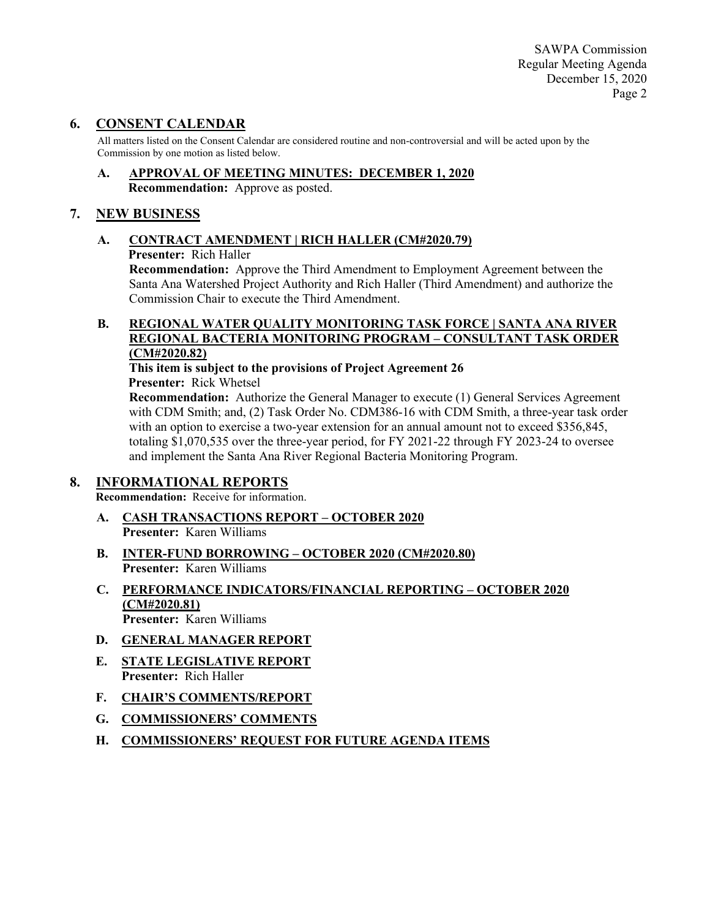## 6. CONSENT CALENDAR

All matters listed on the Consent Calendar are considered routine and non-controversial and will be acted upon by the Commission by one motion as listed below.

### A. APPROVAL OF MEETING MINUTES: DECEMBER 1, 2020

**Recommendation:** Approve as posted.

## 7. NEW BUSINESS

### A. CONTRACT AMENDMENT | RICH HALLER (CM#2020.79)

**Presenter:** Rich Haller

**Recommendation:** Approve the Third Amendment to Employment Agreement between the Santa Ana Watershed Project Authority and Rich Haller (Third Amendment) and authorize the Commission Chair to execute the Third Amendment.

### B. REGIONAL WATER QUALITY MONITORING TASK FORCE | SANTA ANA RIVER REGIONAL BACTERIA MONITORING PROGRAM – CONSULTANT TASK ORDER (CM#2020.82)

**This item is subject to the provisions of Project Agreement 26**

**Presenter:** Rick Whetsel

**Recommendation:** Authorize the General Manager to execute (1) General Services Agreement with CDM Smith; and, (2) Task Order No. CDM386-16 with CDM Smith, a three-year task order with an option to exercise a two-year extension for an annual amount not to exceed $356,845, totaling $1,070,535 over the three-year period, for FY 2021-22 through FY 2023-24 to oversee and implement the Santa Ana River Regional Bacteria Monitoring Program.

## 8. INFORMATIONAL REPORTS

**Recommendation:** Receive for information.

### A. CASH TRANSACTIONS REPORT – OCTOBER 2020

**Presenter:** Karen Williams

### B. INTER-FUND BORROWING – OCTOBER 2020 (CM#2020.80)

**Presenter:** Karen Williams

### C. PERFORMANCE INDICATORS/FINANCIAL REPORTING – OCTOBER 2020 (CM#2020.81)

**Presenter:** Karen Williams

### D. GENERAL MANAGER REPORT

### E. STATE LEGISLATIVE REPORT

**Presenter:** Rich Haller

### F. CHAIR'S COMMENTS/REPORT

### G. COMMISSIONERS' COMMENTS

### H. COMMISSIONERS' REQUEST FOR FUTURE AGENDA ITEMS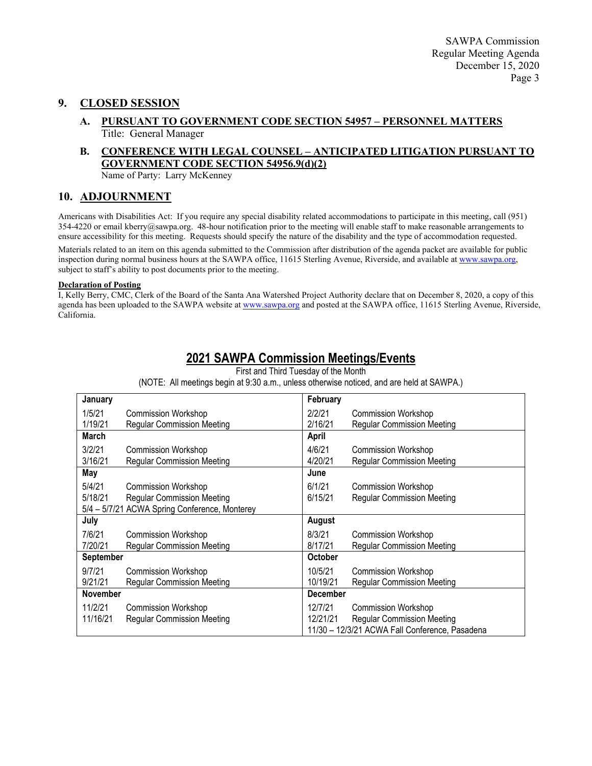## 9. CLOSED SESSION

### A. PURSUANT TO GOVERNMENT CODE SECTION 54957 – PERSONNEL MATTERS

Title: General Manager

### B. CONFERENCE WITH LEGAL COUNSEL – ANTICIPATED LITIGATION PURSUANT TO GOVERNMENT CODE SECTION 54956.9(d)(2)

Name of Party: Larry McKenney

## 10. ADJOURNMENT

Americans with Disabilities Act: If you require any special disability related accommodations to participate in this meeting, call (951) 354-4220 or email kberry@sawpa.org. 48-hour notification prior to the meeting will enable staff to make reasonable arrangements to ensure accessibility for this meeting. Requests should specify the nature of the disability and the type of accommodation requested.

Materials related to an item on this agenda submitted to the Commission after distribution of the agenda packet are available for public inspection during normal business hours at the SAWPA office, 11615 Sterling Avenue, Riverside, and available at www.sawpa.org, subject to staff's ability to post documents prior to the meeting.

**Declaration of Posting**

I, Kelly Berry, CMC, Clerk of the Board of the Santa Ana Watershed Project Authority declare that on December 8, 2020, a copy of this agenda has been uploaded to the SAWPA website at www.sawpa.org and posted at the SAWPA office, 11615 Sterling Avenue, Riverside, California.

## 2021 SAWPA Commission Meetings/Events

First and Third Tuesday of the Month

(NOTE: All meetings begin at 9:30 a.m., unless otherwise noticed, and are held at SAWPA.)

| **January** | | **February** | |
|---|---|---|---|
| 1/5/21 | Commission Workshop | 2/2/21 | Commission Workshop |
| 1/19/21 | Regular Commission Meeting | 2/16/21 | Regular Commission Meeting |
| **March** | | **April** | |
| 3/2/21 | Commission Workshop | 4/6/21 | Commission Workshop |
| 3/16/21 | Regular Commission Meeting | 4/20/21 | Regular Commission Meeting |
| **May** | | **June** | |
| 5/4/21 | Commission Workshop | 6/1/21 | Commission Workshop |
| 5/18/21 | Regular Commission Meeting | 6/15/21 | Regular Commission Meeting |
| 5/4 – 5/7/21 ACWA Spring Conference, Monterey | | | |
| **July** | | **August** | |
| 7/6/21 | Commission Workshop | 8/3/21 | Commission Workshop |
| 7/20/21 | Regular Commission Meeting | 8/17/21 | Regular Commission Meeting |
| **September** | | **October** | |
| 9/7/21 | Commission Workshop | 10/5/21 | Commission Workshop |
| 9/21/21 | Regular Commission Meeting | 10/19/21 | Regular Commission Meeting |
| **November** | | **December** | |
| 11/2/21 | Commission Workshop | 12/7/21 | Commission Workshop |
| 11/16/21 | Regular Commission Meeting | 12/21/21 | Regular Commission Meeting |
| | | 11/30 – 12/3/21 ACWA Fall Conference, Pasadena | |